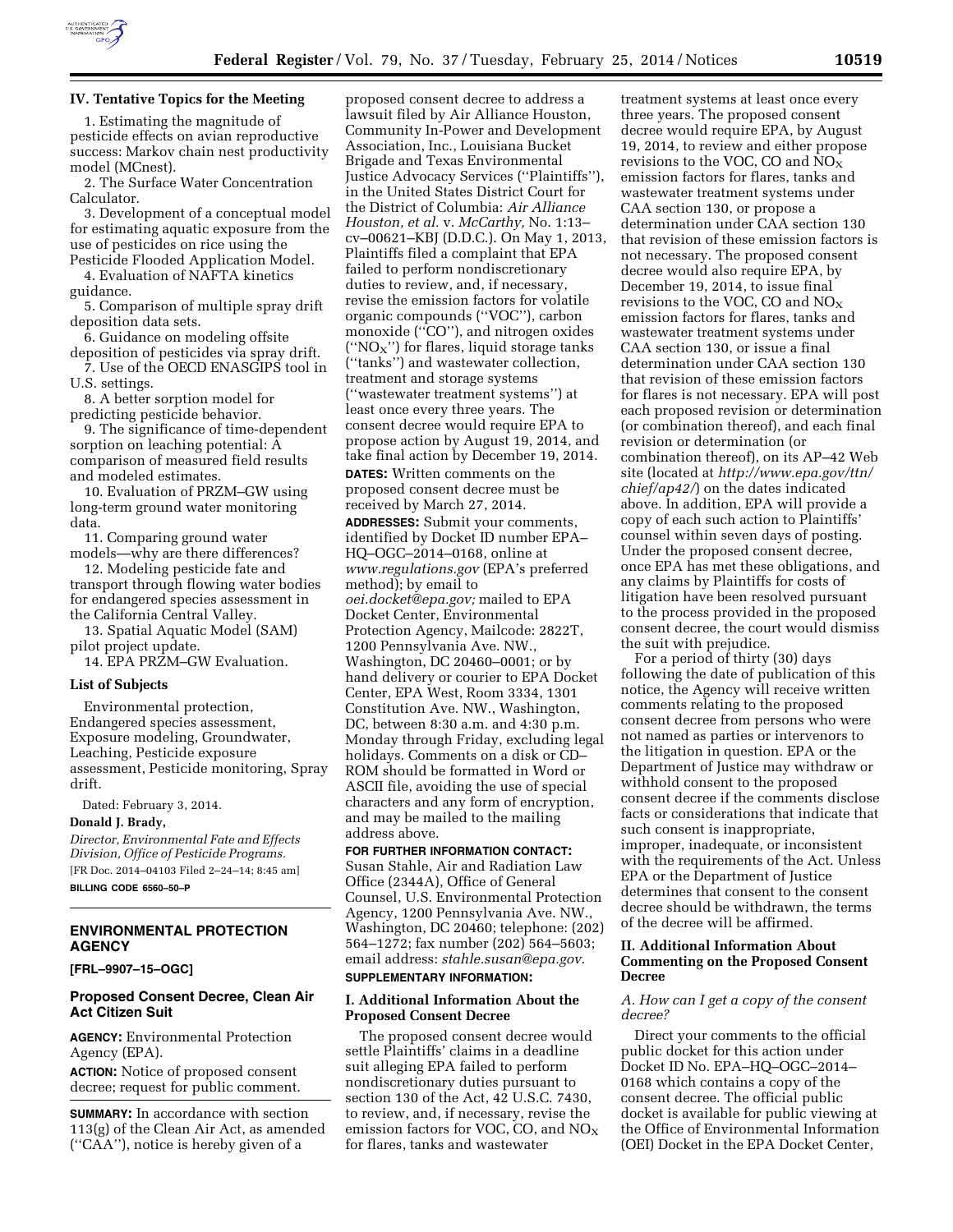## IV. Tentative Topics for the Meeting

1. Estimating the magnitude of pesticide effects on avian reproductive success: Markov chain nest productivity model (MCnest).
2. The Surface Water Concentration Calculator.
3. Development of a conceptual model for estimating aquatic exposure from the use of pesticides on rice using the Pesticide Flooded Application Model.
4. Evaluation of NAFTA kinetics guidance.
5. Comparison of multiple spray drift deposition data sets.
6. Guidance on modeling offsite deposition of pesticides via spray drift.
7. Use of the OECD ENASGIPS tool in U.S. settings.
8. A better sorption model for predicting pesticide behavior.
9. The significance of time-dependent sorption on leaching potential: A comparison of measured field results and modeled estimates.
10. Evaluation of PRZM–GW using long-term ground water monitoring data.
11. Comparing ground water models—why are there differences?
12. Modeling pesticide fate and transport through flowing water bodies for endangered species assessment in the California Central Valley.
13. Spatial Aquatic Model (SAM) pilot project update.
14. EPA PRZM–GW Evaluation.

### List of Subjects

Environmental protection, Endangered species assessment, Exposure modeling, Groundwater, Leaching, Pesticide exposure assessment, Pesticide monitoring, Spray drift.

Dated: February 3, 2014.

**Donald J. Brady,**

*Director, Environmental Fate and Effects Division, Office of Pesticide Programs.*

[FR Doc. 2014–04103 Filed 2–24–14; 8:45 am]

**BILLING CODE 6560–50–P**

---

## ENVIRONMENTAL PROTECTION AGENCY

**[FRL–9907–15–OGC]**

### Proposed Consent Decree, Clean Air Act Citizen Suit

**AGENCY:** Environmental Protection Agency (EPA).

**ACTION:** Notice of proposed consent decree; request for public comment.

**SUMMARY:** In accordance with section 113(g) of the Clean Air Act, as amended (''CAA''), notice is hereby given of a proposed consent decree to address a lawsuit filed by Air Alliance Houston, Community In-Power and Development Association, Inc., Louisiana Bucket Brigade and Texas Environmental Justice Advocacy Services (''Plaintiffs''), in the United States District Court for the District of Columbia: *Air Alliance Houston, et al.* v. *McCarthy,* No. 1:13–cv–00621–KBJ (D.D.C.). On May 1, 2013, Plaintiffs filed a complaint that EPA failed to perform nondiscretionary duties to review, and, if necessary, revise the emission factors for volatile organic compounds (''VOC''), carbon monoxide (''CO''), and nitrogen oxides (''$NO_X$'') for flares, liquid storage tanks (''tanks'') and wastewater collection, treatment and storage systems (''wastewater treatment systems'') at least once every three years. The consent decree would require EPA to propose action by August 19, 2014, and take final action by December 19, 2014.

**DATES:** Written comments on the proposed consent decree must be received by March 27, 2014.

**ADDRESSES:** Submit your comments, identified by Docket ID number EPA–HQ–OGC–2014–0168, online at *www.regulations.gov* (EPA's preferred method); by email to *oei.docket@epa.gov;* mailed to EPA Docket Center, Environmental Protection Agency, Mailcode: 2822T, 1200 Pennsylvania Ave. NW., Washington, DC 20460–0001; or by hand delivery or courier to EPA Docket Center, EPA West, Room 3334, 1301 Constitution Ave. NW., Washington, DC, between 8:30 a.m. and 4:30 p.m. Monday through Friday, excluding legal holidays. Comments on a disk or CD–ROM should be formatted in Word or ASCII file, avoiding the use of special characters and any form of encryption, and may be mailed to the mailing address above.

**FOR FURTHER INFORMATION CONTACT:** Susan Stahle, Air and Radiation Law Office (2344A), Office of General Counsel, U.S. Environmental Protection Agency, 1200 Pennsylvania Ave. NW., Washington, DC 20460; telephone: (202) 564–1272; fax number (202) 564–5603; email address: *stahle.susan@epa.gov.*

**SUPPLEMENTARY INFORMATION:**

### I. Additional Information About the Proposed Consent Decree

The proposed consent decree would settle Plaintiffs' claims in a deadline suit alleging EPA failed to perform nondiscretionary duties pursuant to section 130 of the Act, 42 U.S.C. 7430, to review, and, if necessary, revise the emission factors for VOC, CO, and $NO_X$ for flares, tanks and wastewater treatment systems at least once every three years. The proposed consent decree would require EPA, by August 19, 2014, to review and either propose revisions to the VOC, CO and $NO_X$ emission factors for flares, tanks and wastewater treatment systems under CAA section 130, or propose a determination under CAA section 130 that revision of these emission factors is not necessary. The proposed consent decree would also require EPA, by December 19, 2014, to issue final revisions to the VOC, CO and $NO_X$ emission factors for flares, tanks and wastewater treatment systems under CAA section 130, or issue a final determination under CAA section 130 that revision of these emission factors for flares is not necessary. EPA will post each proposed revision or determination (or combination thereof), and each final revision or determination (or combination thereof), on its AP–42 Web site (located at *http://www.epa.gov/ttn/chief/ap42/*) on the dates indicated above. In addition, EPA will provide a copy of each such action to Plaintiffs' counsel within seven days of posting. Under the proposed consent decree, once EPA has met these obligations, and any claims by Plaintiffs for costs of litigation have been resolved pursuant to the process provided in the proposed consent decree, the court would dismiss the suit with prejudice.

For a period of thirty (30) days following the date of publication of this notice, the Agency will receive written comments relating to the proposed consent decree from persons who were not named as parties or intervenors to the litigation in question. EPA or the Department of Justice may withdraw or withhold consent to the proposed consent decree if the comments disclose facts or considerations that indicate that such consent is inappropriate, improper, inadequate, or inconsistent with the requirements of the Act. Unless EPA or the Department of Justice determines that consent to the consent decree should be withdrawn, the terms of the decree will be affirmed.

### II. Additional Information About Commenting on the Proposed Consent Decree

#### *A. How can I get a copy of the consent decree?*

Direct your comments to the official public docket for this action under Docket ID No. EPA–HQ–OGC–2014–0168 which contains a copy of the consent decree. The official public docket is available for public viewing at the Office of Environmental Information (OEI) Docket in the EPA Docket Center,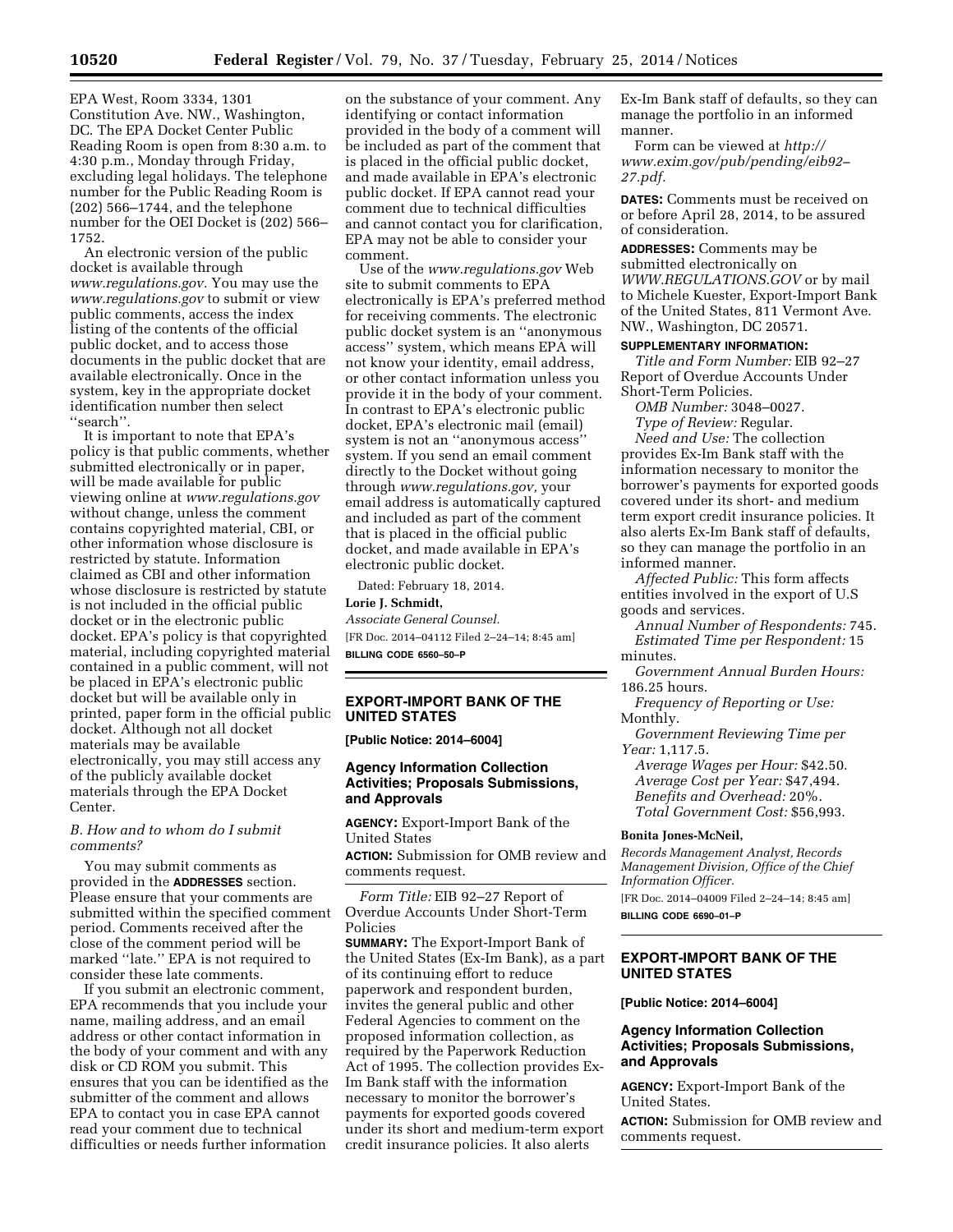EPA West, Room 3334, 1301 Constitution Ave. NW., Washington, DC. The EPA Docket Center Public Reading Room is open from 8:30 a.m. to 4:30 p.m., Monday through Friday, excluding legal holidays. The telephone number for the Public Reading Room is (202) 566–1744, and the telephone number for the OEI Docket is (202) 566–1752.

An electronic version of the public docket is available through *www.regulations.gov*. You may use the *www.regulations.gov* to submit or view public comments, access the index listing of the contents of the official public docket, and to access those documents in the public docket that are available electronically. Once in the system, key in the appropriate docket identification number then select ''search''.

It is important to note that EPA's policy is that public comments, whether submitted electronically or in paper, will be made available for public viewing online at *www.regulations.gov* without change, unless the comment contains copyrighted material, CBI, or other information whose disclosure is restricted by statute. Information claimed as CBI and other information whose disclosure is restricted by statute is not included in the official public docket or in the electronic public docket. EPA's policy is that copyrighted material, including copyrighted material contained in a public comment, will not be placed in EPA's electronic public docket but will be available only in printed, paper form in the official public docket. Although not all docket materials may be available electronically, you may still access any of the publicly available docket materials through the EPA Docket Center.

### *B. How and to whom do I submit comments?*

You may submit comments as provided in the **ADDRESSES** section. Please ensure that your comments are submitted within the specified comment period. Comments received after the close of the comment period will be marked ''late.'' EPA is not required to consider these late comments.

If you submit an electronic comment, EPA recommends that you include your name, mailing address, and an email address or other contact information in the body of your comment and with any disk or CD ROM you submit. This ensures that you can be identified as the submitter of the comment and allows EPA to contact you in case EPA cannot read your comment due to technical difficulties or needs further information on the substance of your comment. Any identifying or contact information provided in the body of a comment will be included as part of the comment that is placed in the official public docket, and made available in EPA's electronic public docket. If EPA cannot read your comment due to technical difficulties and cannot contact you for clarification, EPA may not be able to consider your comment.

Use of the *www.regulations.gov* Web site to submit comments to EPA electronically is EPA's preferred method for receiving comments. The electronic public docket system is an ''anonymous access'' system, which means EPA will not know your identity, email address, or other contact information unless you provide it in the body of your comment. In contrast to EPA's electronic public docket, EPA's electronic mail (email) system is not an ''anonymous access'' system. If you send an email comment directly to the Docket without going through *www.regulations.gov,* your email address is automatically captured and included as part of the comment that is placed in the official public docket, and made available in EPA's electronic public docket.

Dated: February 18, 2014.

**Lorie J. Schmidt,**

*Associate General Counsel.*

[FR Doc. 2014–04112 Filed 2–24–14; 8:45 am]

**BILLING CODE 6560–50–P**

## EXPORT-IMPORT BANK OF THE UNITED STATES

**[Public Notice: 2014–6004]**

### Agency Information Collection Activities; Proposals Submissions, and Approvals

**AGENCY:** Export-Import Bank of the United States

**ACTION:** Submission for OMB review and comments request.

*Form Title:* EIB 92–27 Report of Overdue Accounts Under Short-Term Policies

**SUMMARY:** The Export-Import Bank of the United States (Ex-Im Bank), as a part of its continuing effort to reduce paperwork and respondent burden, invites the general public and other Federal Agencies to comment on the proposed information collection, as required by the Paperwork Reduction Act of 1995. The collection provides Ex-Im Bank staff with the information necessary to monitor the borrower's payments for exported goods covered under its short and medium-term export credit insurance policies. It also alerts Ex-Im Bank staff of defaults, so they can manage the portfolio in an informed manner.

Form can be viewed at *http://www.exim.gov/pub/pending/eib92–27.pdf.*

**DATES:** Comments must be received on or before April 28, 2014, to be assured of consideration.

**ADDRESSES:** Comments may be submitted electronically on *WWW.REGULATIONS.GOV* or by mail to Michele Kuester, Export-Import Bank of the United States, 811 Vermont Ave. NW., Washington, DC 20571.

**SUPPLEMENTARY INFORMATION:**

*Title and Form Number:* EIB 92–27 Report of Overdue Accounts Under Short-Term Policies.

*OMB Number:* 3048–0027.

*Type of Review:* Regular.

*Need and Use:* The collection provides Ex-Im Bank staff with the information necessary to monitor the borrower's payments for exported goods covered under its short- and medium term export credit insurance policies. It also alerts Ex-Im Bank staff of defaults, so they can manage the portfolio in an informed manner.

*Affected Public:* This form affects entities involved in the export of U.S goods and services.

*Annual Number of Respondents:* 745.

*Estimated Time per Respondent:* 15 minutes.

*Government Annual Burden Hours:* 186.25 hours.

*Frequency of Reporting or Use:* Monthly.

*Government Reviewing Time per Year:* 1,117.5.

*Average Wages per Hour:* $42.50.

*Average Cost per Year:* $47,494.

*Benefits and Overhead:* 20%.

*Total Government Cost:* $56,993.

**Bonita Jones-McNeil,**

*Records Management Analyst, Records Management Division, Office of the Chief Information Officer.*

[FR Doc. 2014–04009 Filed 2–24–14; 8:45 am]

**BILLING CODE 6690–01–P**

## EXPORT-IMPORT BANK OF THE UNITED STATES

**[Public Notice: 2014–6004]**

### Agency Information Collection Activities; Proposals Submissions, and Approvals

**AGENCY:** Export-Import Bank of the United States.

**ACTION:** Submission for OMB review and comments request.